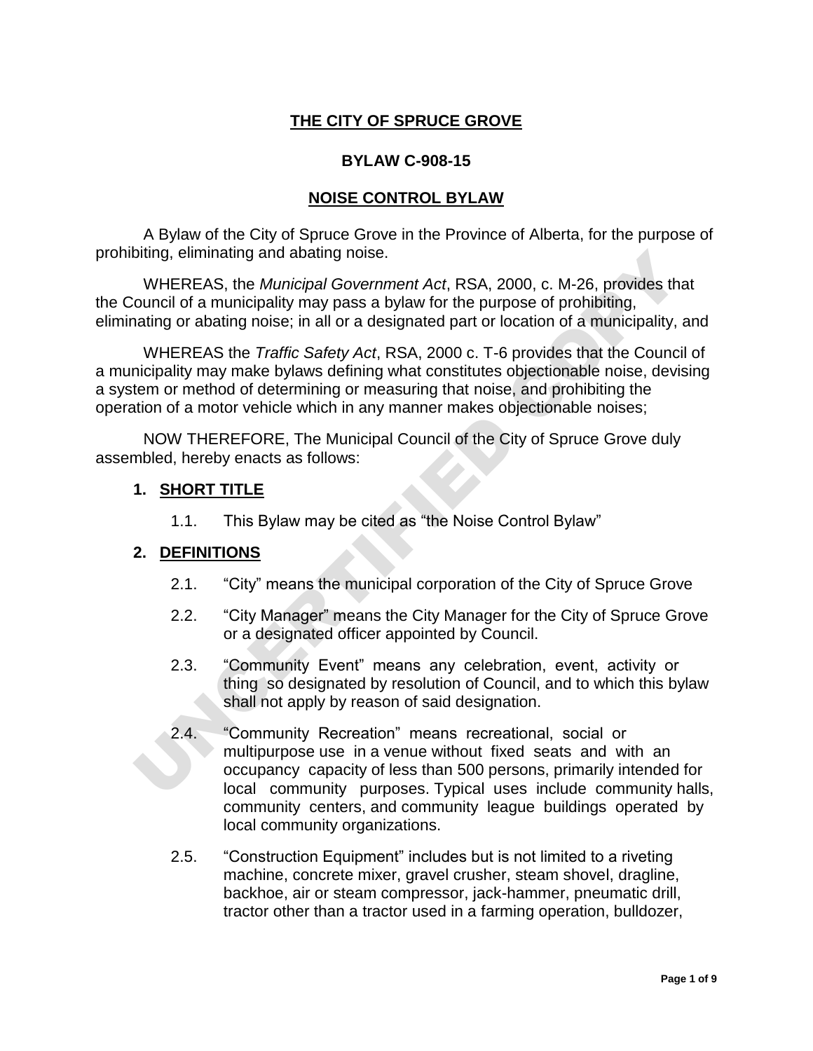# THE CITY OF SPRUCE GROVE

## BYLAW C-908-15

## NOISE CONTROL BYLAW

A Bylaw of the City of Spruce Grove in the Province of Alberta, for the purpose of prohibiting, eliminating and abating noise.

WHEREAS, the *Municipal Government Act*, RSA, 2000, c. M-26, provides that the Council of a municipality may pass a bylaw for the purpose of prohibiting, eliminating or abating noise; in all or a designated part or location of a municipality, and

WHEREAS the *Traffic Safety Act*, RSA, 2000 c. T-6 provides that the Council of a municipality may make bylaws defining what constitutes objectionable noise, devising a system or method of determining or measuring that noise, and prohibiting the operation of a motor vehicle which in any manner makes objectionable noises;

NOW THEREFORE, The Municipal Council of the City of Spruce Grove duly assembled, hereby enacts as follows:

### 1. SHORT TITLE

1.1. This Bylaw may be cited as "the Noise Control Bylaw"

### 2. DEFINITIONS

2.1. "City" means the municipal corporation of the City of Spruce Grove

2.2. "City Manager" means the City Manager for the City of Spruce Grove or a designated officer appointed by Council.

2.3. "Community Event" means any celebration, event, activity or thing so designated by resolution of Council, and to which this bylaw shall not apply by reason of said designation.

2.4. "Community Recreation" means recreational, social or multipurpose use in a venue without fixed seats and with an occupancy capacity of less than 500 persons, primarily intended for local community purposes. Typical uses include community halls, community centers, and community league buildings operated by local community organizations.

2.5. "Construction Equipment" includes but is not limited to a riveting machine, concrete mixer, gravel crusher, steam shovel, dragline, backhoe, air or steam compressor, jack-hammer, pneumatic drill, tractor other than a tractor used in a farming operation, bulldozer,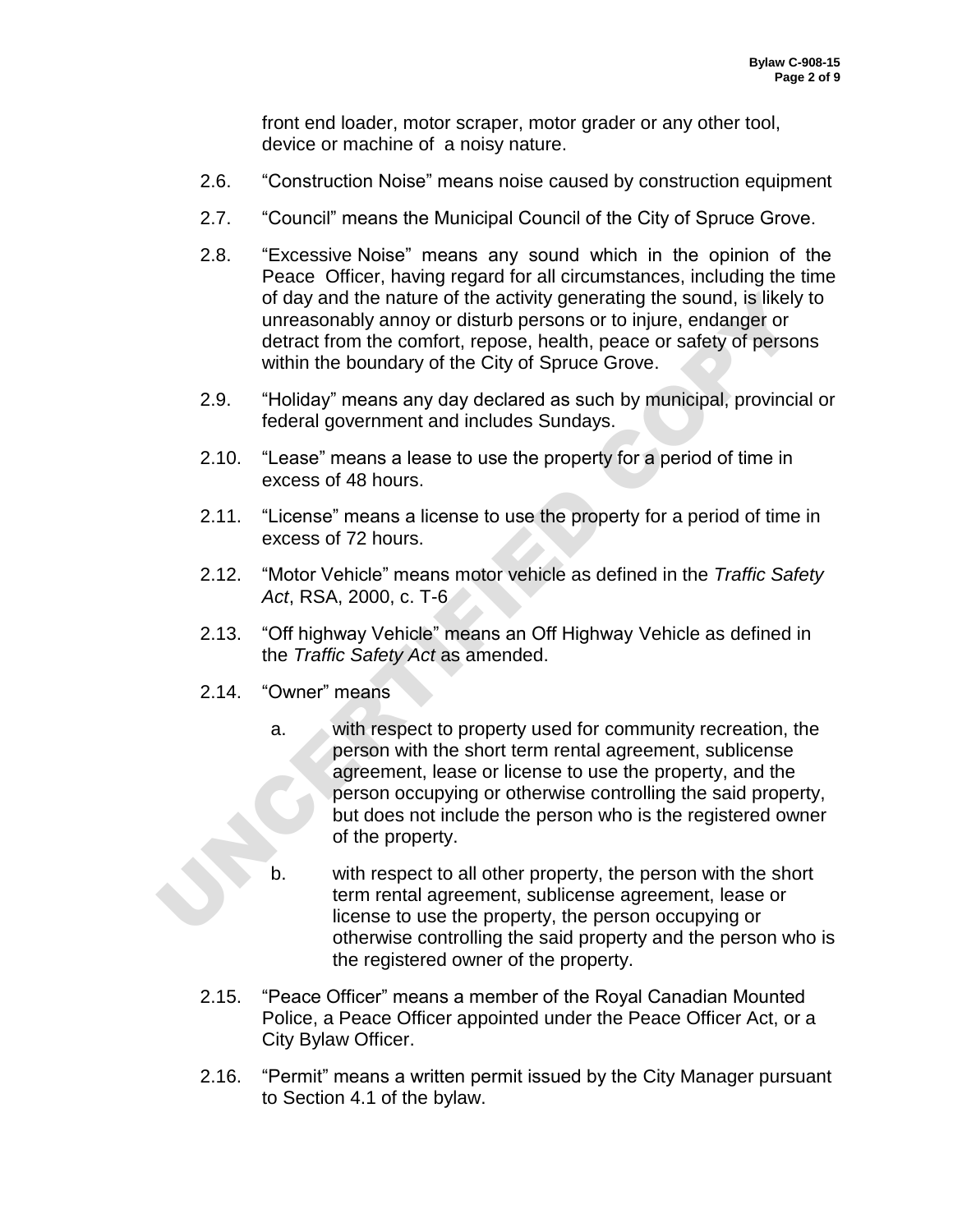front end loader, motor scraper, motor grader or any other tool, device or machine of a noisy nature.

2.6. "Construction Noise" means noise caused by construction equipment

2.7. "Council" means the Municipal Council of the City of Spruce Grove.

2.8. "Excessive Noise" means any sound which in the opinion of the Peace Officer, having regard for all circumstances, including the time of day and the nature of the activity generating the sound, is likely to unreasonably annoy or disturb persons or to injure, endanger or detract from the comfort, repose, health, peace or safety of persons within the boundary of the City of Spruce Grove.

2.9. "Holiday" means any day declared as such by municipal, provincial or federal government and includes Sundays.

2.10. "Lease" means a lease to use the property for a period of time in excess of 48 hours.

2.11. "License" means a license to use the property for a period of time in excess of 72 hours.

2.12. "Motor Vehicle" means motor vehicle as defined in the *Traffic Safety Act*, RSA, 2000, c. T-6

2.13. "Off highway Vehicle" means an Off Highway Vehicle as defined in the *Traffic Safety Act* as amended.

2.14. "Owner" means

a. with respect to property used for community recreation, the person with the short term rental agreement, sublicense agreement, lease or license to use the property, and the person occupying or otherwise controlling the said property, but does not include the person who is the registered owner of the property.

b. with respect to all other property, the person with the short term rental agreement, sublicense agreement, lease or license to use the property, the person occupying or otherwise controlling the said property and the person who is the registered owner of the property.

2.15. "Peace Officer" means a member of the Royal Canadian Mounted Police, a Peace Officer appointed under the Peace Officer Act, or a City Bylaw Officer.

2.16. "Permit" means a written permit issued by the City Manager pursuant to Section 4.1 of the bylaw.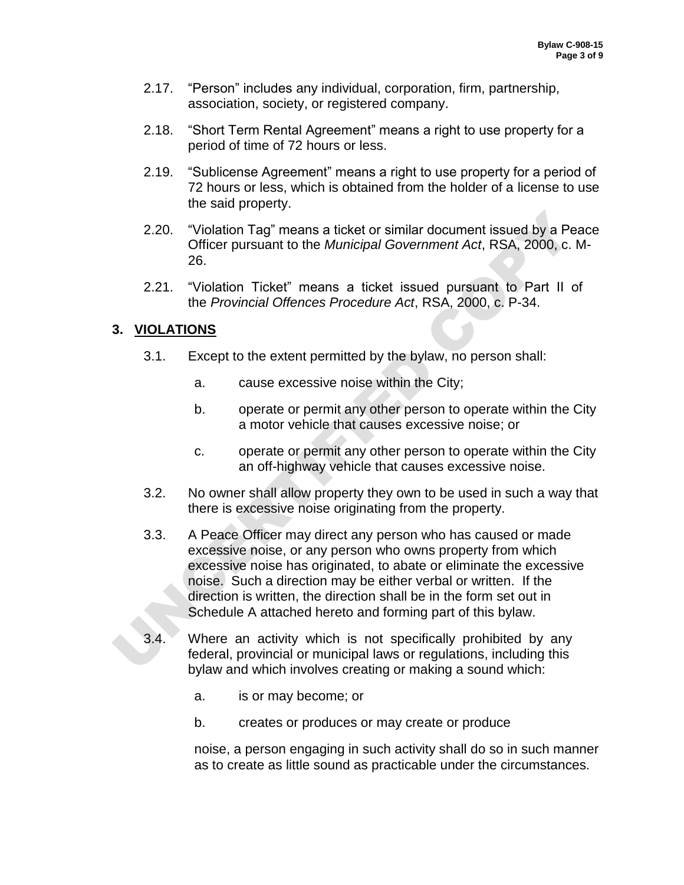2.17. "Person" includes any individual, corporation, firm, partnership, association, society, or registered company.

2.18. "Short Term Rental Agreement" means a right to use property for a period of time of 72 hours or less.

2.19. "Sublicense Agreement" means a right to use property for a period of 72 hours or less, which is obtained from the holder of a license to use the said property.

2.20. "Violation Tag" means a ticket or similar document issued by a Peace Officer pursuant to the *Municipal Government Act*, RSA, 2000, c. M-26.

2.21. "Violation Ticket" means a ticket issued pursuant to Part II of the *Provincial Offences Procedure Act*, RSA, 2000, c. P-34.

## 3. VIOLATIONS

3.1. Except to the extent permitted by the bylaw, no person shall:

a. cause excessive noise within the City;

b. operate or permit any other person to operate within the City a motor vehicle that causes excessive noise; or

c. operate or permit any other person to operate within the City an off-highway vehicle that causes excessive noise.

3.2. No owner shall allow property they own to be used in such a way that there is excessive noise originating from the property.

3.3. A Peace Officer may direct any person who has caused or made excessive noise, or any person who owns property from which excessive noise has originated, to abate or eliminate the excessive noise. Such a direction may be either verbal or written. If the direction is written, the direction shall be in the form set out in Schedule A attached hereto and forming part of this bylaw.

3.4. Where an activity which is not specifically prohibited by any federal, provincial or municipal laws or regulations, including this bylaw and which involves creating or making a sound which:

a. is or may become; or

b. creates or produces or may create or produce

noise, a person engaging in such activity shall do so in such manner as to create as little sound as practicable under the circumstances.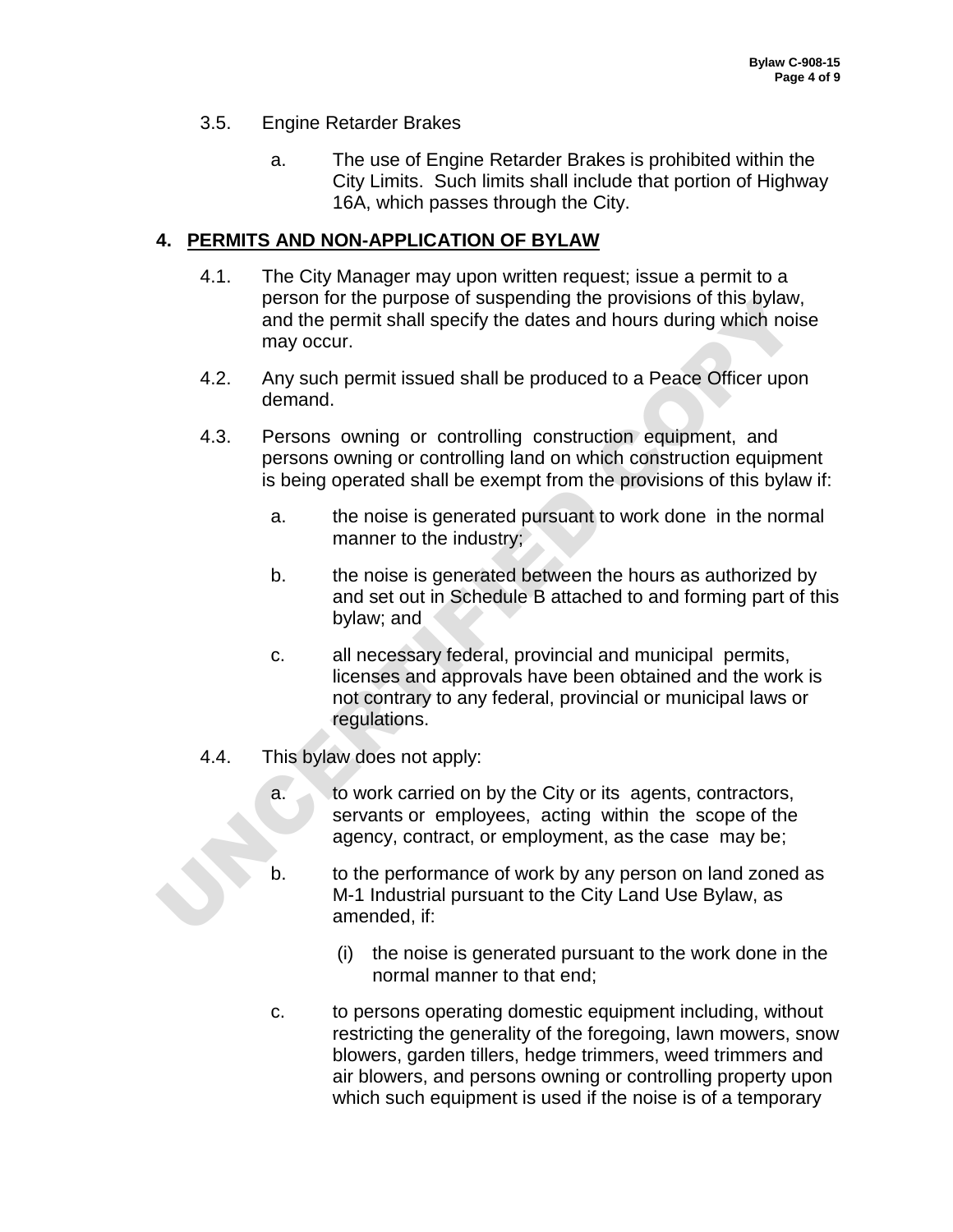3.5. Engine Retarder Brakes

a. The use of Engine Retarder Brakes is prohibited within the City Limits. Such limits shall include that portion of Highway 16A, which passes through the City.

## 4. PERMITS AND NON-APPLICATION OF BYLAW

4.1. The City Manager may upon written request; issue a permit to a person for the purpose of suspending the provisions of this bylaw, and the permit shall specify the dates and hours during which noise may occur.

4.2. Any such permit issued shall be produced to a Peace Officer upon demand.

4.3. Persons owning or controlling construction equipment, and persons owning or controlling land on which construction equipment is being operated shall be exempt from the provisions of this bylaw if:

a. the noise is generated pursuant to work done in the normal manner to the industry;

b. the noise is generated between the hours as authorized by and set out in Schedule B attached to and forming part of this bylaw; and

c. all necessary federal, provincial and municipal permits, licenses and approvals have been obtained and the work is not contrary to any federal, provincial or municipal laws or regulations.

4.4. This bylaw does not apply:

a. to work carried on by the City or its agents, contractors, servants or employees, acting within the scope of the agency, contract, or employment, as the case may be;

b. to the performance of work by any person on land zoned as M-1 Industrial pursuant to the City Land Use Bylaw, as amended, if:

(i) the noise is generated pursuant to the work done in the normal manner to that end;

c. to persons operating domestic equipment including, without restricting the generality of the foregoing, lawn mowers, snow blowers, garden tillers, hedge trimmers, weed trimmers and air blowers, and persons owning or controlling property upon which such equipment is used if the noise is of a temporary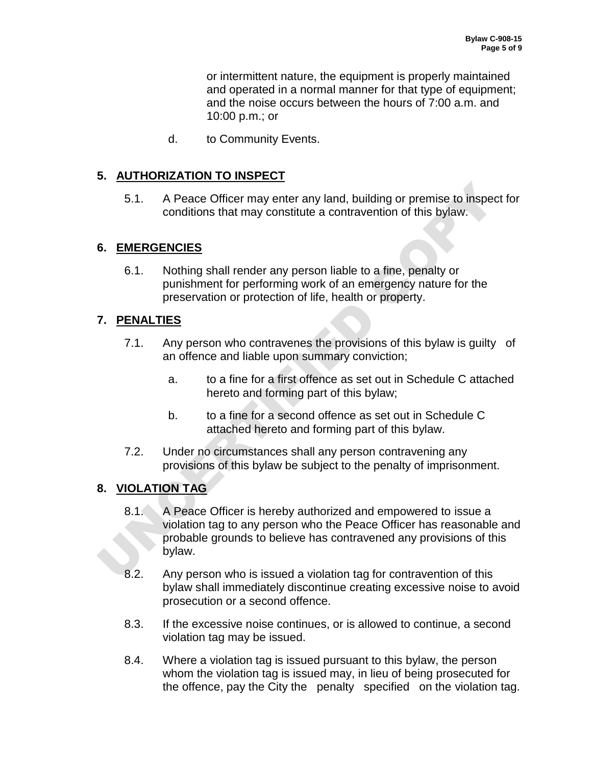or intermittent nature, the equipment is properly maintained and operated in a normal manner for that type of equipment; and the noise occurs between the hours of 7:00 a.m. and 10:00 p.m.; or

d. to Community Events.

## 5. AUTHORIZATION TO INSPECT

5.1. A Peace Officer may enter any land, building or premise to inspect for conditions that may constitute a contravention of this bylaw.

## 6. EMERGENCIES

6.1. Nothing shall render any person liable to a fine, penalty or punishment for performing work of an emergency nature for the preservation or protection of life, health or property.

## 7. PENALTIES

7.1. Any person who contravenes the provisions of this bylaw is guilty of an offence and liable upon summary conviction;

a. to a fine for a first offence as set out in Schedule C attached hereto and forming part of this bylaw;

b. to a fine for a second offence as set out in Schedule C attached hereto and forming part of this bylaw.

7.2. Under no circumstances shall any person contravening any provisions of this bylaw be subject to the penalty of imprisonment.

## 8. VIOLATION TAG

8.1. A Peace Officer is hereby authorized and empowered to issue a violation tag to any person who the Peace Officer has reasonable and probable grounds to believe has contravened any provisions of this bylaw.

8.2. Any person who is issued a violation tag for contravention of this bylaw shall immediately discontinue creating excessive noise to avoid prosecution or a second offence.

8.3. If the excessive noise continues, or is allowed to continue, a second violation tag may be issued.

8.4. Where a violation tag is issued pursuant to this bylaw, the person whom the violation tag is issued may, in lieu of being prosecuted for the offence, pay the City the penalty specified on the violation tag.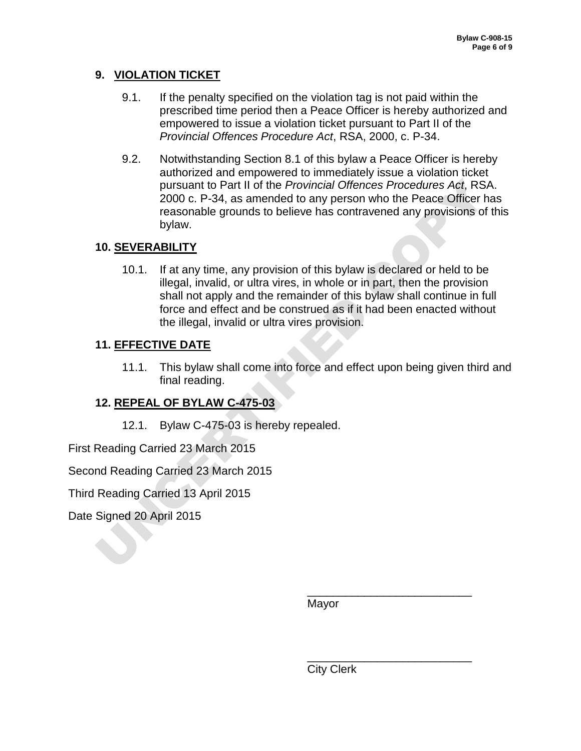## 9. VIOLATION TICKET

9.1. If the penalty specified on the violation tag is not paid within the prescribed time period then a Peace Officer is hereby authorized and empowered to issue a violation ticket pursuant to Part II of the *Provincial Offences Procedure Act*, RSA, 2000, c. P-34.

9.2. Notwithstanding Section 8.1 of this bylaw a Peace Officer is hereby authorized and empowered to immediately issue a violation ticket pursuant to Part II of the *Provincial Offences Procedures Act*, RSA. 2000 c. P-34, as amended to any person who the Peace Officer has reasonable grounds to believe has contravened any provisions of this bylaw.

## 10. SEVERABILITY

10.1. If at any time, any provision of this bylaw is declared or held to be illegal, invalid, or ultra vires, in whole or in part, then the provision shall not apply and the remainder of this bylaw shall continue in full force and effect and be construed as if it had been enacted without the illegal, invalid or ultra vires provision.

## 11. EFFECTIVE DATE

11.1. This bylaw shall come into force and effect upon being given third and final reading.

## 12. REPEAL OF BYLAW C-475-03

12.1. Bylaw C-475-03 is hereby repealed.

First Reading Carried 23 March 2015

Second Reading Carried 23 March 2015

Third Reading Carried 13 April 2015

Date Signed 20 April 2015

___________________________
Mayor

___________________________
City Clerk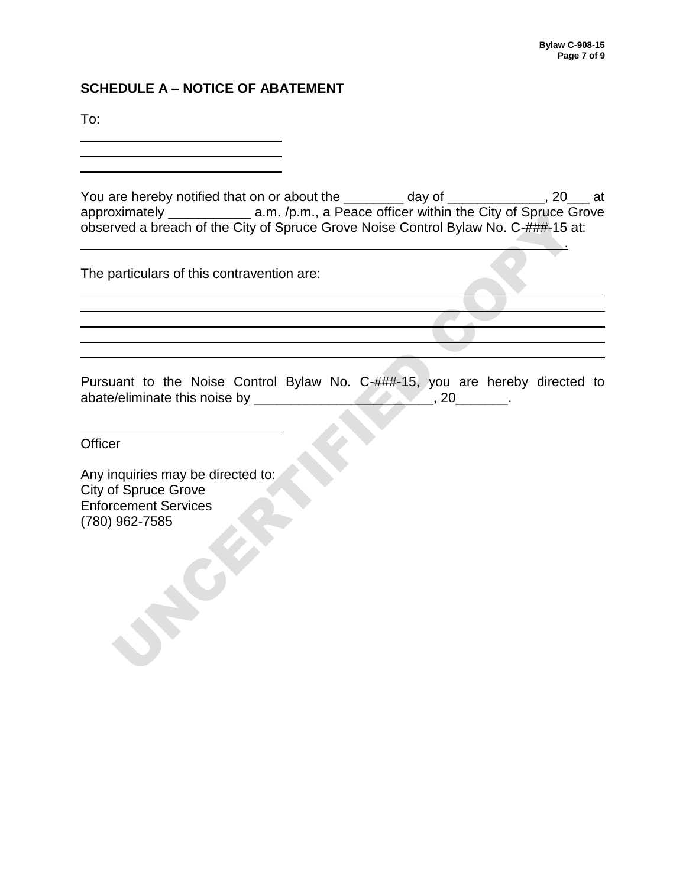## SCHEDULE A – NOTICE OF ABATEMENT

To:

______________________________
______________________________
______________________________

You are hereby notified that on or about the ________ day of _____________, 20___ at approximately ___________ a.m. /p.m., a Peace officer within the City of Spruce Grove observed a breach of the City of Spruce Grove Noise Control Bylaw No. C-###-15 at:
_________________________________________________________________.

The particulars of this contravention are:

_________________________________________________________________________
_________________________________________________________________________
_________________________________________________________________________
_________________________________________________________________________
_________________________________________________________________________

Pursuant to the Noise Control Bylaw No. C-###-15, you are hereby directed to abate/eliminate this noise by _______________________, 20_______.

______________________________
Officer

Any inquiries may be directed to:
City of Spruce Grove
Enforcement Services
(780) 962-7585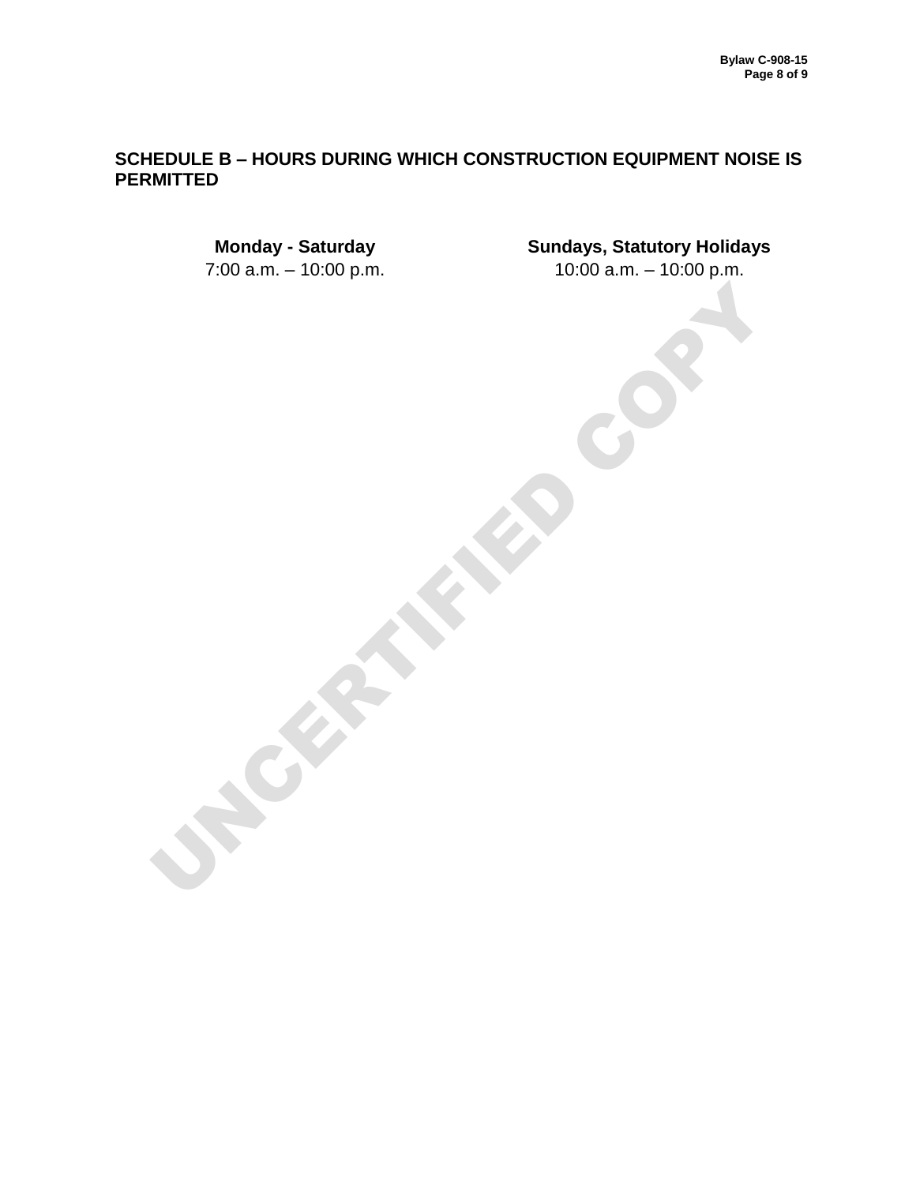## SCHEDULE B – HOURS DURING WHICH CONSTRUCTION EQUIPMENT NOISE IS PERMITTED

| Monday - Saturday | Sundays, Statutory Holidays |
|---|---|
| 7:00 a.m. – 10:00 p.m. | 10:00 a.m. – 10:00 p.m. |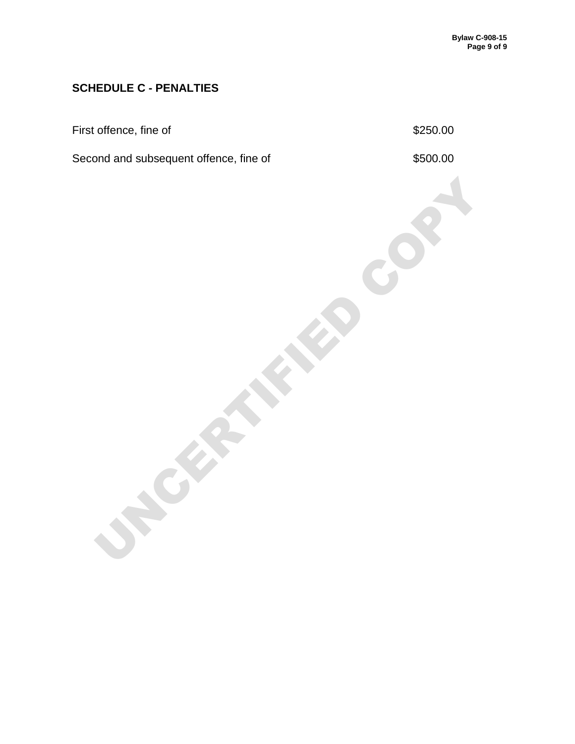## SCHEDULE C - PENALTIES

| | |
|---|---|
| First offence, fine of | $250.00 |
| Second and subsequent offence, fine of | $500.00 |